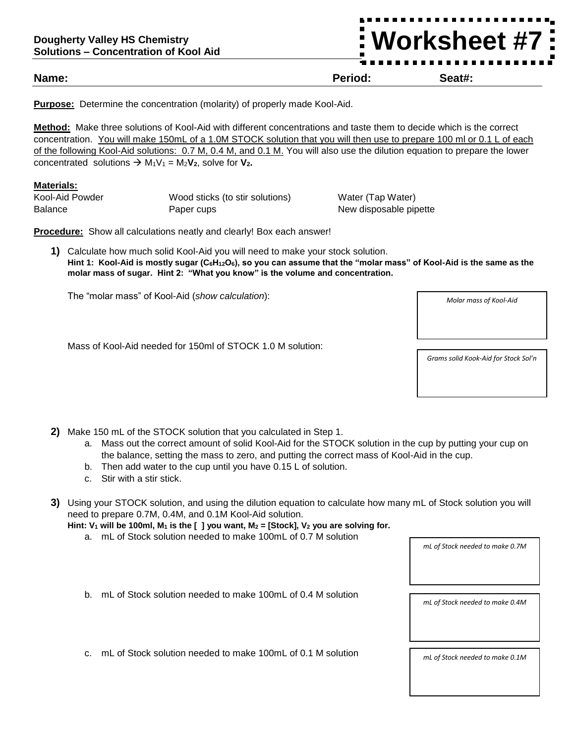**Dougherty Valley HS Chemistry**
**Solutions – Concentration of Kool Aid**

# Worksheet #7

**Name:** **Period:** **Seat#:**

**Purpose:** Determine the concentration (molarity) of properly made Kool-Aid.

**Method:** Make three solutions of Kool-Aid with different concentrations and taste them to decide which is the correct concentration. <u>You will make 150mL of a 1.0M STOCK solution that you will then use to prepare 100 ml or 0.1 L of each of the following Kool-Aid solutions: 0.7 M, 0.4 M, and 0.1 M.</u> You will also use the dilution equation to prepare the lower concentrated solutions → $M_1V_1 = M_2\mathbf{V_2}$, solve for $\mathbf{V_2}$.

**Materials:**

| | | |
|---|---|---|
| Kool-Aid Powder | Wood sticks (to stir solutions) | Water (Tap Water) |
| Balance | Paper cups | New disposable pipette |

**Procedure:** Show all calculations neatly and clearly! Box each answer!

**1)** Calculate how much solid Kool-Aid you will need to make your stock solution.
**Hint 1: Kool-Aid is mostly sugar ($C_6H_{12}O_6$), so you can assume that the "molar mass" of Kool-Aid is the same as the molar mass of sugar. Hint 2: "What you know" is the volume and concentration.**

The "molar mass" of Kool-Aid (*show calculation*):

*Molar mass of Kool-Aid*

Mass of Kool-Aid needed for 150ml of STOCK 1.0 M solution:

*Grams solid Kook-Aid for Stock Sol'n*

**2)** Make 150 mL of the STOCK solution that you calculated in Step 1.

a. Mass out the correct amount of solid Kool-Aid for the STOCK solution in the cup by putting your cup on the balance, setting the mass to zero, and putting the correct mass of Kool-Aid in the cup.
b. Then add water to the cup until you have 0.15 L of solution.
c. Stir with a stir stick.

**3)** Using your STOCK solution, and using the dilution equation to calculate how many mL of Stock solution you will need to prepare 0.7M, 0.4M, and 0.1M Kool-Aid solution.
**Hint: $V_1$ will be 100ml, $M_1$ is the [ ] you want, $M_2$ = [Stock], $V_2$ you are solving for.**

a. mL of Stock solution needed to make 100mL of 0.7 M solution

*mL of Stock needed to make 0.7M*

b. mL of Stock solution needed to make 100mL of 0.4 M solution

*mL of Stock needed to make 0.4M*

c. mL of Stock solution needed to make 100mL of 0.1 M solution

*mL of Stock needed to make 0.1M*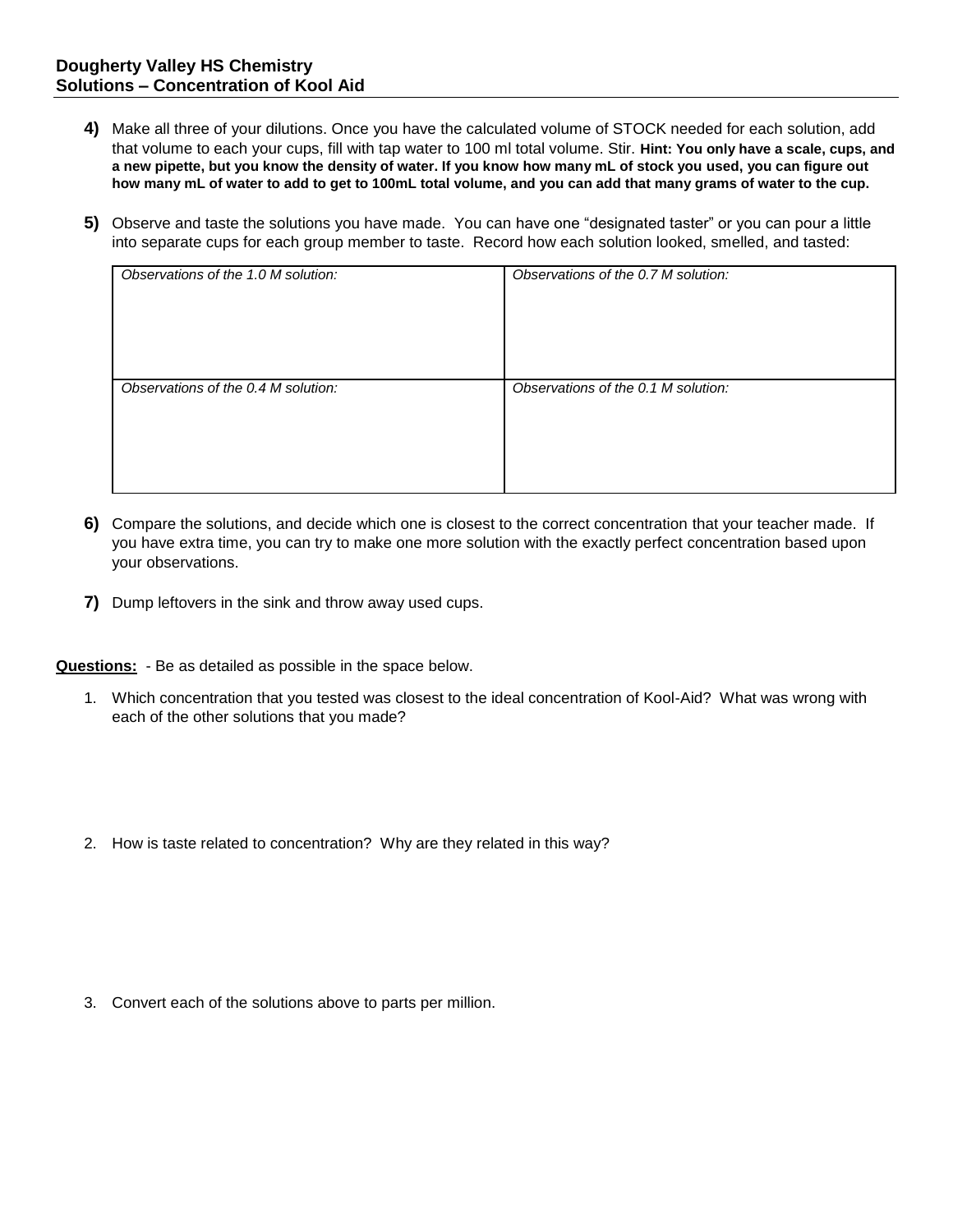4) Make all three of your dilutions. Once you have the calculated volume of STOCK needed for each solution, add that volume to each your cups, fill with tap water to 100 ml total volume. Stir. **Hint: You only have a scale, cups, and a new pipette, but you know the density of water. If you know how many mL of stock you used, you can figure out how many mL of water to add to get to 100mL total volume, and you can add that many grams of water to the cup.**

5) Observe and taste the solutions you have made. You can have one "designated taster" or you can pour a little into separate cups for each group member to taste. Record how each solution looked, smelled, and tasted:

| | |
|---|---|
| *Observations of the 1.0 M solution:* | *Observations of the 0.7 M solution:* |
| *Observations of the 0.4 M solution:* | *Observations of the 0.1 M solution:* |

6) Compare the solutions, and decide which one is closest to the correct concentration that your teacher made. If you have extra time, you can try to make one more solution with the exactly perfect concentration based upon your observations.

7) Dump leftovers in the sink and throw away used cups.

**Questions:** - Be as detailed as possible in the space below.

1. Which concentration that you tested was closest to the ideal concentration of Kool-Aid? What was wrong with each of the other solutions that you made?

2. How is taste related to concentration? Why are they related in this way?

3. Convert each of the solutions above to parts per million.